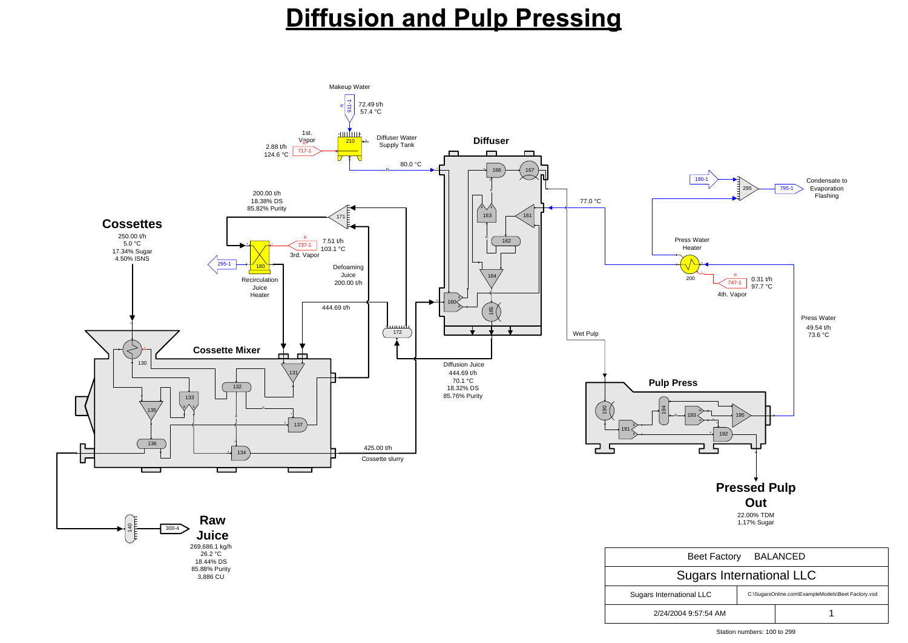# Diffusion and Pulp Pressing

**Diffuser**

Makeup Water
911-1
72.49 t/h
57.4 °C

1st. Vapor
717-1
2.88 t/h
124.6 °C

210
Diffuser Water Supply Tank

80.0 °C

166
167
163
161
162
164
160
165

77.0 °C

180-1
295
795-1
Condensate to Evaporation Flashing

Press Water Heater
200
747-1
0.31 t/h
97.7 °C
4th. Vapor

Press Water
49.54 t/h
73.6 °C

200.00 t/h
18.38% DS
85.82% Purity

171

737-1
7.51 t/h
103.1 °C
3rd. Vapor

295-1

180
Recirculation Juice Heater

Defoaming Juice
200.00 t/h

444.69 t/h

172

Diffusion Juice
444.69 t/h
70.1 °C
18.32% DS
85.76% Purity

Wet Pulp

**Cossettes**
250.00 t/h
5.0 °C
17.34% Sugar
4.50% ISNS

**Cossette Mixer**

130
131
132
133
135
137
136
134

425.00 t/h
Cossette slurry

**Pulp Press**

190
194
193
195
191
192

**Pressed Pulp Out**
22.00% TDM
1.17% Sugar

140
300-4

**Raw Juice**
269,686.1 kg/h
26.2 °C
18.44% DS
85.88% Purity
3,886 CU

| Beet Factory BALANCED | |
|---|---|
| Sugars International LLC | |
| Sugars International LLC | C:\SugarsOnline.com\ExampleModels\Beet Factory.vsd |
| 2/24/2004 9:57:54 AM | 1 |

Station numbers: 100 to 299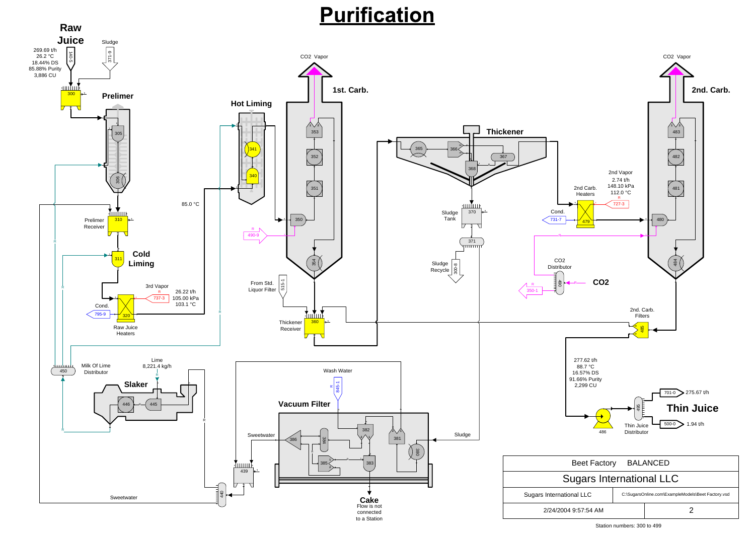# Purification

## Raw Juice

140-5

269.69 t/h
26.2 °C
18.44% DS
85.88% Purity
3,886 CU

Sludge

371-9

300

**Prelimer**

305

306

310

Prelimer Receiver

311

**Cold Liming**

3rd Vapor

737-3

26.22 t/h
105.00 kPa
103.1 °C

Cond.

795-9

320

Raw Juice Heaters

85.0 °C

**Hot Liming**

341

340

$CO_2$ Vapor

**1st. Carb.**

353

352

351

350

490-9

354

From Std. Liquor Filter

515-1

360

Thickener Receiver

**Thickener**

365

366

367

368

370

Sludge Tank

371

Sludge Recycle

300-8

$CO_2$ Vapor

**2nd. Carb.**

483

482

481

480

484

2nd Vapor

2.74 t/h
148.10 kPa
112.0 °C

727-3

2nd Carb. Heaters

Cond.

731-7

479

$CO_2$ Distributor

490

**CO2**

350-1

2nd. Carb. Filters

495

277.62 t/h
88.7 °C
16.57% DS
91.66% Purity
2,299 CU

486

495

Thin Juice Distributor

**Thin Juice**

701-0 → 275.67 t/h

500-0 → 1.94 t/h

Lime
8,221.4 kg/h

450

Milk Of Lime Distributor

**Slaker**

446

445

Wash Water

845-1

**Vacuum Filter**

Sweetwater

386

384

382

381

380

385

383

Sludge

439

440

Sweetwater

**Cake**
Flow is not connected to a Station

| Beet Factory | BALANCED |
|---|---|
| Sugars International LLC | |
| Sugars International LLC | C:\SugarsOnline.com\ExampleModels\Beet Factory.vsd |
| 2/24/2004 9:57:54 AM | 2 |

Station numbers: 300 to 499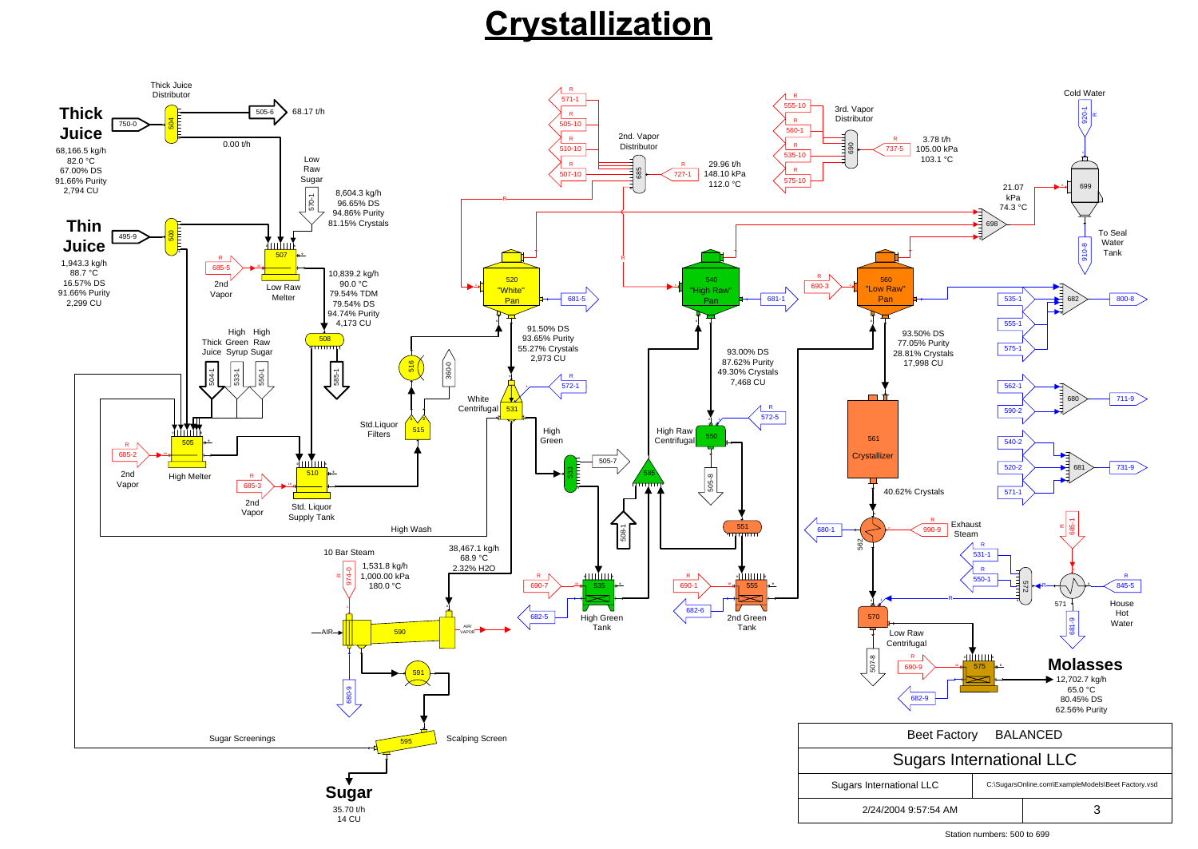# Crystallization

## Thick Juice

68,166.5 kg/h
82.0 °C
67.00% DS
91.66% Purity
2,794 CU

Thick Juice Distributor (504) — 750-0

505-6: 68.17 t/h

0.00 t/h

## Thin Juice

1,943.3 kg/h
88.7 °C
16.57% DS
91.66% Purity
2,299 CU

495-9 → 500

Low Raw Sugar (570-1)

8,604.3 kg/h
96.65% DS
94.86% Purity
81.15% Crystals

685-5 — 2nd Vapor → 507 Low Raw Melter

10,839.2 kg/h
90.0 °C
79.54% TDM
79.54% DS
94.74% Purity
4,173 CU

508 → 585-1

Thick Juice (504-1), High Green Syrup (533-1), High Raw Sugar (550-1)

685-2 — 2nd Vapor → 505 High Melter

685-3 — 2nd Vapor → 510 Std. Liquor Supply Tank

515 Std. Liquor Filters → 516 → 360-0

High Wash

2nd. Vapor Distributor (685): 571-1, 505-10, 510-10, 507-10; 727-1

29.96 t/h
148.10 kPa
112.0 °C

3rd. Vapor Distributor (690): 555-10, 560-1, 535-10, 575-10; 737-5

3.78 t/h
105.00 kPa
103.1 °C

21.07 kPa
74.3 °C

698 → 699

Cold Water (920-1)

To Seal Water Tank (910-8)

520 "White" Pan → 681-5

91.50% DS
93.65% Purity
55.27% Crystals
2,973 CU

572-1 → 531 White Centrifugal

High Green → 533 → 505-7

540 "High Raw" Pan → 681-1

93.00% DS
87.62% Purity
49.30% Crystals
7,468 CU

572-5 → 550 High Raw Centrifugal → 505-8

585, 508-1

690-3 → 560 "Low Raw" Pan

93.50% DS
77.05% Purity
28.81% Crystals
17,998 CU

561 Crystallizer

40.62% Crystals

682: 535-1, 555-1, 575-1 → 800-8

680: 562-1, 590-2 → 711-9

681: 540-2, 520-2, 571-1 → 731-9

551

690-7 → 535 High Green Tank → 682-5

690-1 → 555 2nd Green Tank → 682-6

680-1 ← 562 ← 990-9 Exhaust Steam

572: 531-1, 550-1

685-1 → 571 ← 845-5 House Hot Water → 681-9

570 Low Raw Centrifugal → 507-8

690-9 → 575 → 682-9

## Molasses

12,702.7 kg/h
65.0 °C
80.45% DS
62.56% Purity

10 Bar Steam (974-0)

1,531.8 kg/h
1,000.00 kPa
180.0 °C

38,467.1 kg/h
68.9 °C
2.32% H2O

AIR → 590 → AIR/VAPOR

680-9

591

Sugar Screenings

595 Scalping Screen

## Sugar

35.70 t/h
14 CU

| Beet Factory BALANCED | |
|---|---|
| Sugars International LLC | |
| Sugars International LLC | C:\SugarsOnline.com\ExampleModels\Beet Factory.vsd |
| 2/24/2004 9:57:54 AM | 3 |

Station numbers: 500 to 699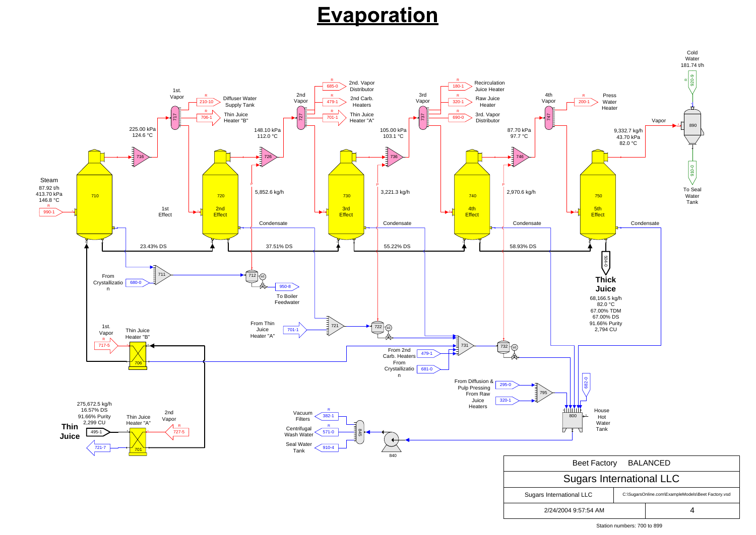# Evaporation

Steam
87.92 t/h
413.70 kPa
146.8 °C
990-1

710 — 1st Effect
716 → 1st. Vapor (717): 225.00 kPa, 124.6 °C
- 210-10 Diffuser Water Supply Tank
- 706-1 Thin Juice Heater "B"

720 — 2nd Effect
726 → 2nd Vapor (727): 148.10 kPa, 112.0 °C; 5,852.6 kg/h
- 685-0 2nd. Vapor Distributor
- 479-1 2nd Carb. Heaters
- 701-1 Thin Juice Heater "A"

730 — 3rd Effect
736 → 3rd Vapor (737): 105.00 kPa, 103.1 °C; 3,221.3 kg/h
- 180-1 Recirculation Juice Heater
- 320-1 Raw Juice Heater
- 690-0 3rd. Vapor Distributor

740 — 4th Effect
746 → 4th Vapor (747): 87.70 kPa, 97.7 °C; 2,970.6 kg/h
- 200-1 Press Water Heater

750 — 5th Effect
Vapor: 9,332.7 kg/h, 43.70 kPa, 82.0 °C → 890

Cold Water 181.74 t/h (920-9) → 890 → 910-0 To Seal Water Tank

Juice concentrations: 23.43% DS (710 → 720), 37.51% DS (720 → 730), 55.22% DS (730 → 740), 58.93% DS (740 → 750)

**Thick Juice** (504-0)
68,166.5 kg/h
82.0 °C
67.00% TDM
67.00% DS
91.66% Purity
2,794 CU

Condensate

711: From Crystallization (680-0) → 712 (LC) → 950-8 To Boiler Feedwater

721: From Thin Juice Heater "A" (701-1) → 722 (LC)

731: From 2nd Carb. Heaters (479-1); From Crystallization (681-0) → 732 (LC)

795: From Diffusion & Pulp Pressing (295-0); From Raw Juice Heaters (320-1)

800 House Hot Water Tank (682-0) → 840 → 845
- 382-1 Vacuum Filters
- 571-0 Centrifugal Wash Water
- 910-4 Seal Water Tank

706 Thin Juice Heater "B" — 1st. Vapor (717-5)

701 Thin Juice Heater "A" — 2nd Vapor (727-5)

**Thin Juice** (495-1)
275,672.5 kg/h
16.57% DS
91.66% Purity
2,299 CU
721-7

| Beet Factory | BALANCED |
|---|---|
| Sugars International LLC | |
| Sugars International LLC | C:\SugarsOnline.com\ExampleModels\Beet Factory.vsd |
| 2/24/2004 9:57:54 AM | 4 |

Station numbers: 700 to 899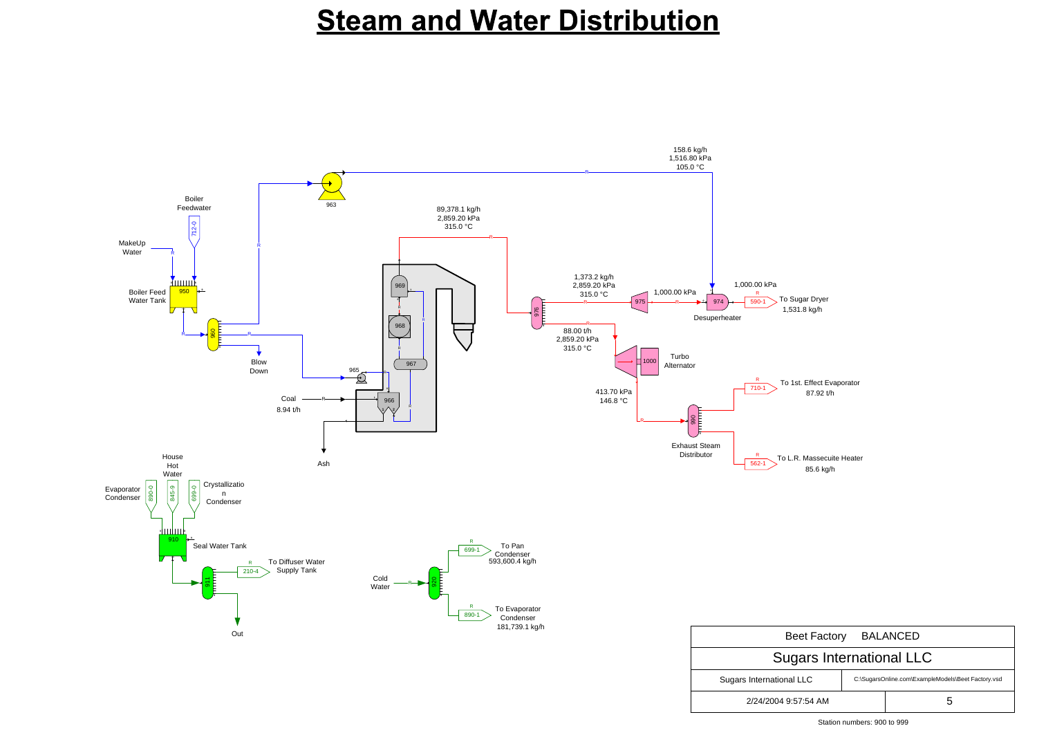# Steam and Water Distribution

158.6 kg/h
1,516.80 kPa
105.0 °C

963

Boiler Feedwater

712-0

MakeUp Water

Boiler Feed Water Tank

950

960

Blow Down

89,378.1 kg/h
2,859.20 kPa
315.0 °C

969

968

967

965

966

Coal
8.94 t/h

Ash

976

1,373.2 kg/h
2,859.20 kPa
315.0 °C

975

1,000.00 kPa

974

Desuperheater

1,000.00 kPa

590-1

To Sugar Dryer
1,531.8 kg/h

88.00 t/h
2,859.20 kPa
315.0 °C

1000

Turbo Alternator

413.70 kPa
146.8 °C

990

Exhaust Steam Distributor

710-1

To 1st. Effect Evaporator
87.92 t/h

562-1

To L.R. Massecuite Heater
85.6 kg/h

House Hot Water

Evaporator Condenser

890-0

845-9

699-0

Crystallization Condenser

910

Seal Water Tank

911

210-4

To Diffuser Water Supply Tank

Out

Cold Water

920

699-1

To Pan Condenser
593,600.4 kg/h

890-1

To Evaporator Condenser
181,739.1 kg/h

| | |
|---|---|
| Beet Factory BALANCED | |
| Sugars International LLC | |
| Sugars International LLC | C:\SugarsOnline.com\ExampleModels\Beet Factory.vsd |
| 2/24/2004 9:57:54 AM | 5 |

Station numbers: 900 to 999